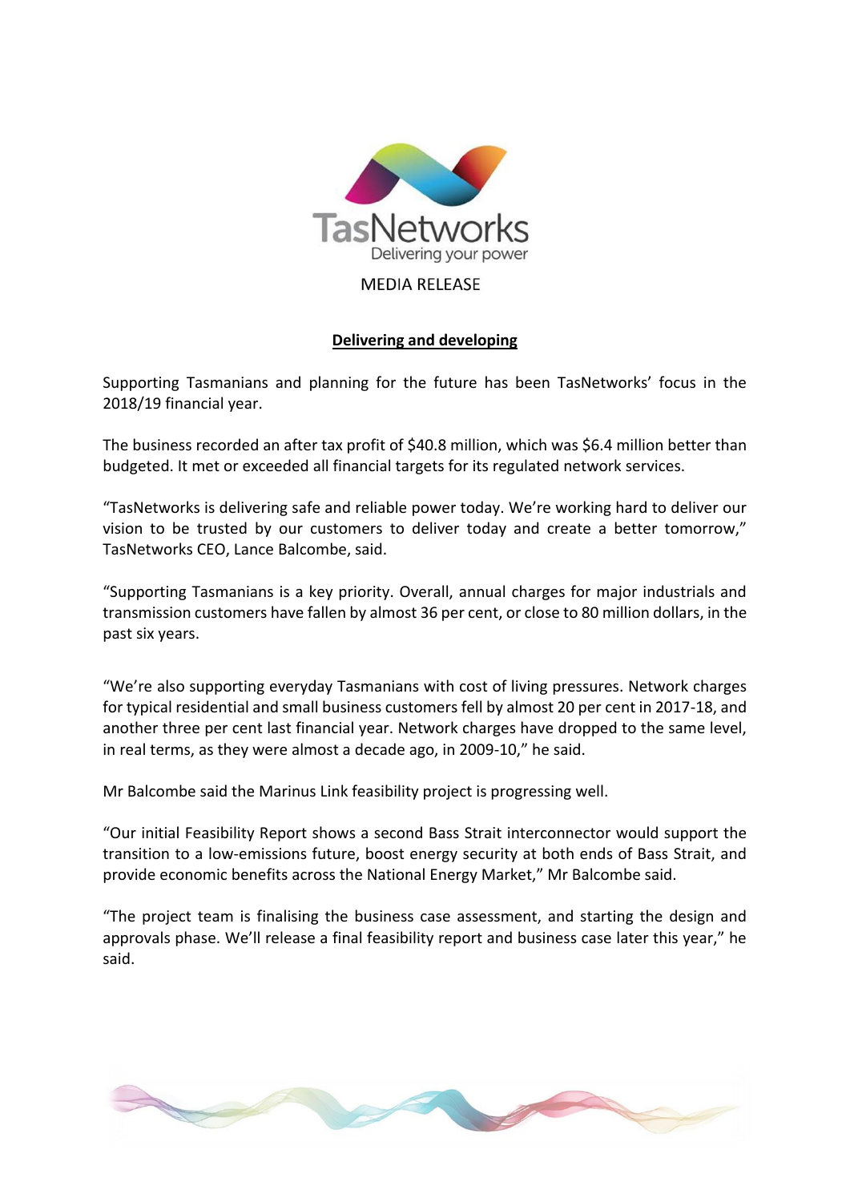TasNetworks

Delivering your power

MEDIA RELEASE

## Delivering and developing

Supporting Tasmanians and planning for the future has been TasNetworks' focus in the 2018/19 financial year.

The business recorded an after tax profit of $40.8 million, which was $6.4 million better than budgeted. It met or exceeded all financial targets for its regulated network services.

"TasNetworks is delivering safe and reliable power today. We're working hard to deliver our vision to be trusted by our customers to deliver today and create a better tomorrow," TasNetworks CEO, Lance Balcombe, said.

"Supporting Tasmanians is a key priority. Overall, annual charges for major industrials and transmission customers have fallen by almost 36 per cent, or close to 80 million dollars, in the past six years.

"We're also supporting everyday Tasmanians with cost of living pressures. Network charges for typical residential and small business customers fell by almost 20 per cent in 2017-18, and another three per cent last financial year. Network charges have dropped to the same level, in real terms, as they were almost a decade ago, in 2009-10," he said.

Mr Balcombe said the Marinus Link feasibility project is progressing well.

"Our initial Feasibility Report shows a second Bass Strait interconnector would support the transition to a low-emissions future, boost energy security at both ends of Bass Strait, and provide economic benefits across the National Energy Market," Mr Balcombe said.

"The project team is finalising the business case assessment, and starting the design and approvals phase. We'll release a final feasibility report and business case later this year," he said.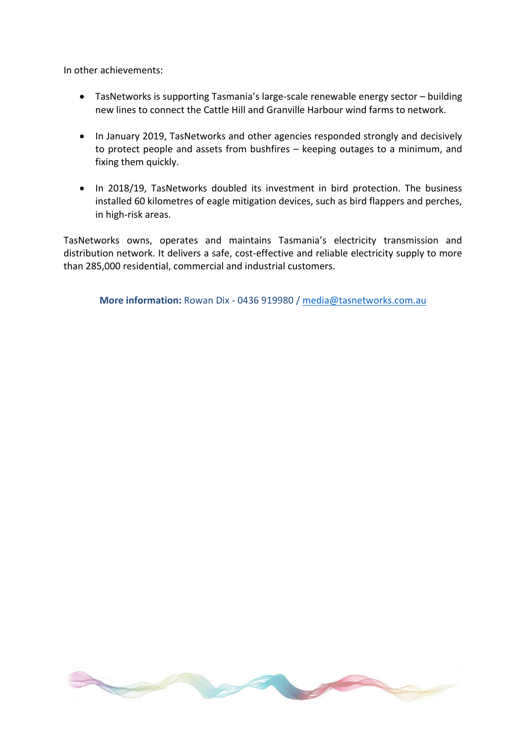In other achievements:

- TasNetworks is supporting Tasmania's large-scale renewable energy sector – building new lines to connect the Cattle Hill and Granville Harbour wind farms to network.

- In January 2019, TasNetworks and other agencies responded strongly and decisively to protect people and assets from bushfires – keeping outages to a minimum, and fixing them quickly.

- In 2018/19, TasNetworks doubled its investment in bird protection. The business installed 60 kilometres of eagle mitigation devices, such as bird flappers and perches, in high-risk areas.

TasNetworks owns, operates and maintains Tasmania's electricity transmission and distribution network. It delivers a safe, cost-effective and reliable electricity supply to more than 285,000 residential, commercial and industrial customers.

**More information:** Rowan Dix - 0436 919980 / media@tasnetworks.com.au